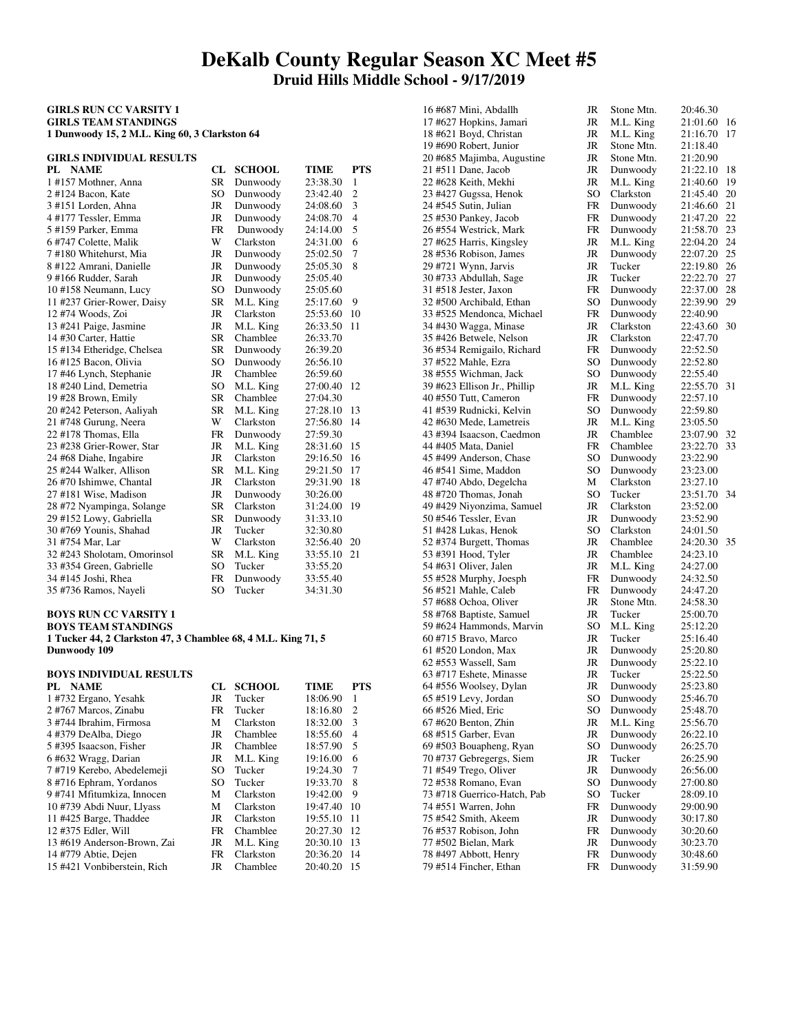# DeKalb County Regular Season XC Meet #5

## Druid Hills Middle School - 9/17/2019

**GIRLS RUN CC VARSITY 1**
**GIRLS TEAM STANDINGS**
**1 Dunwoody 15, 2 M.L. King 60, 3 Clarkston 64**

**GIRLS INDIVIDUAL RESULTS**

| PL | NAME | CL | SCHOOL | TIME | PTS |
|---|---|---|---|---|---|
| 1 | #157 Mothner, Anna | SR | Dunwoody | 23:38.30 | 1 |
| 2 | #124 Bacon, Kate | SO | Dunwoody | 23:42.40 | 2 |
| 3 | #151 Lorden, Ahna | JR | Dunwoody | 24:08.60 | 3 |
| 4 | #177 Tessler, Emma | JR | Dunwoody | 24:08.70 | 4 |
| 5 | #159 Parker, Emma | FR | Dunwoody | 24:14.00 | 5 |
| 6 | #747 Colette, Malik | W | Clarkston | 24:31.00 | 6 |
| 7 | #180 Whitehurst, Mia | JR | Dunwoody | 25:02.50 | 7 |
| 8 | #122 Amrani, Danielle | JR | Dunwoody | 25:05.30 | 8 |
| 9 | #166 Rudder, Sarah | JR | Dunwoody | 25:05.40 | |
| 10 | #158 Neumann, Lucy | SO | Dunwoody | 25:05.60 | |
| 11 | #237 Grier-Rower, Daisy | SR | M.L. King | 25:17.60 | 9 |
| 12 | #74 Woods, Zoi | JR | Clarkston | 25:53.60 | 10 |
| 13 | #241 Paige, Jasmine | JR | M.L. King | 26:33.50 | 11 |
| 14 | #30 Carter, Hattie | SR | Chamblee | 26:33.70 | |
| 15 | #134 Etheridge, Chelsea | SR | Dunwoody | 26:39.20 | |
| 16 | #125 Bacon, Olivia | SO | Dunwoody | 26:56.10 | |
| 17 | #46 Lynch, Stephanie | JR | Chamblee | 26:59.60 | |
| 18 | #240 Lind, Demetria | SO | M.L. King | 27:00.40 | 12 |
| 19 | #28 Brown, Emily | SR | Chamblee | 27:04.30 | |
| 20 | #242 Peterson, Aaliyah | SR | M.L. King | 27:28.10 | 13 |
| 21 | #748 Gurung, Neera | W | Clarkston | 27:56.80 | 14 |
| 22 | #178 Thomas, Ella | FR | Dunwoody | 27:59.30 | |
| 23 | #238 Grier-Rower, Star | JR | M.L. King | 28:31.60 | 15 |
| 24 | #68 Diahe, Ingabire | JR | Clarkston | 29:16.50 | 16 |
| 25 | #244 Walker, Allison | SR | M.L. King | 29:21.50 | 17 |
| 26 | #70 Ishimwe, Chantal | JR | Clarkston | 29:31.90 | 18 |
| 27 | #181 Wise, Madison | JR | Dunwoody | 30:26.00 | |
| 28 | #72 Nyampinga, Solange | SR | Clarkston | 31:24.00 | 19 |
| 29 | #152 Lowy, Gabriella | SR | Dunwoody | 31:33.10 | |
| 30 | #769 Younis, Shahad | JR | Tucker | 32:30.80 | |
| 31 | #754 Mar, Lar | W | Clarkston | 32:56.40 | 20 |
| 32 | #243 Sholotam, Omorinsol | SR | M.L. King | 33:55.10 | 21 |
| 33 | #354 Green, Gabrielle | SO | Tucker | 33:55.20 | |
| 34 | #145 Joshi, Rhea | FR | Dunwoody | 33:55.40 | |
| 35 | #736 Ramos, Nayeli | SO | Tucker | 34:31.30 | |

**BOYS RUN CC VARSITY 1**
**BOYS TEAM STANDINGS**
**1 Tucker 44, 2 Clarkston 47, 3 Chamblee 68, 4 M.L. King 71, 5 Dunwoody 109**

**BOYS INDIVIDUAL RESULTS**

| PL | NAME | CL | SCHOOL | TIME | PTS |
|---|---|---|---|---|---|
| 1 | #732 Ergano, Yesahk | JR | Tucker | 18:06.90 | 1 |
| 2 | #767 Marcos, Zinabu | FR | Tucker | 18:16.80 | 2 |
| 3 | #744 Ibrahim, Firmosa | M | Clarkston | 18:32.00 | 3 |
| 4 | #379 DeAlba, Diego | JR | Chamblee | 18:55.60 | 4 |
| 5 | #395 Isaacson, Fisher | JR | Chamblee | 18:57.90 | 5 |
| 6 | #632 Wragg, Darian | JR | M.L. King | 19:16.00 | 6 |
| 7 | #719 Kerebo, Abedelemeji | SO | Tucker | 19:24.30 | 7 |
| 8 | #716 Ephram, Yordanos | SO | Tucker | 19:33.70 | 8 |
| 9 | #741 Mfitumkiza, Innocen | M | Clarkston | 19:42.00 | 9 |
| 10 | #739 Abdi Nuur, Llyass | M | Clarkston | 19:47.40 | 10 |
| 11 | #425 Barge, Thaddee | JR | Clarkston | 19:55.10 | 11 |
| 12 | #375 Edler, Will | FR | Chamblee | 20:27.30 | 12 |
| 13 | #619 Anderson-Brown, Zai | JR | M.L. King | 20:30.10 | 13 |
| 14 | #779 Abtie, Dejen | FR | Clarkston | 20:36.20 | 14 |
| 15 | #421 Vonbiberstein, Rich | JR | Chamblee | 20:40.20 | 15 |
| 16 | #687 Mini, Abdallh | JR | Stone Mtn. | 20:46.30 | |
| 17 | #627 Hopkins, Jamari | JR | M.L. King | 21:01.60 | 16 |
| 18 | #621 Boyd, Christan | JR | M.L. King | 21:16.70 | 17 |
| 19 | #690 Robert, Junior | JR | Stone Mtn. | 21:18.40 | |
| 20 | #685 Majimba, Augustine | JR | Stone Mtn. | 21:20.90 | |
| 21 | #511 Dane, Jacob | JR | Dunwoody | 21:22.10 | 18 |
| 22 | #628 Keith, Mekhi | JR | M.L. King | 21:40.60 | 19 |
| 23 | #427 Gugssa, Henok | SO | Clarkston | 21:45.40 | 20 |
| 24 | #545 Sutin, Julian | FR | Dunwoody | 21:46.60 | 21 |
| 25 | #530 Pankey, Jacob | FR | Dunwoody | 21:47.20 | 22 |
| 26 | #554 Westrick, Mark | FR | Dunwoody | 21:58.70 | 23 |
| 27 | #625 Harris, Kingsley | JR | M.L. King | 22:04.20 | 24 |
| 28 | #536 Robison, James | JR | Dunwoody | 22:07.20 | 25 |
| 29 | #721 Wynn, Jarvis | JR | Tucker | 22:19.80 | 26 |
| 30 | #733 Abdullah, Sage | JR | Tucker | 22:22.70 | 27 |
| 31 | #518 Jester, Jaxon | FR | Dunwoody | 22:37.00 | 28 |
| 32 | #500 Archibald, Ethan | SO | Dunwoody | 22:39.90 | 29 |
| 33 | #525 Mendonca, Michael | FR | Dunwoody | 22:40.90 | |
| 34 | #430 Wagga, Minase | JR | Clarkston | 22:43.60 | 30 |
| 35 | #426 Betwele, Nelson | JR | Clarkston | 22:47.70 | |
| 36 | #534 Remigailo, Richard | FR | Dunwoody | 22:52.50 | |
| 37 | #522 Mahle, Ezra | SO | Dunwoody | 22:52.80 | |
| 38 | #555 Wichman, Jack | SO | Dunwoody | 22:55.40 | |
| 39 | #623 Ellison Jr., Phillip | JR | M.L. King | 22:55.70 | 31 |
| 40 | #550 Tutt, Cameron | FR | Dunwoody | 22:57.10 | |
| 41 | #539 Rudnicki, Kelvin | SO | Dunwoody | 22:59.80 | |
| 42 | #630 Mede, Lametreis | JR | M.L. King | 23:05.50 | |
| 43 | #394 Isaacson, Caedmon | JR | Chamblee | 23:07.90 | 32 |
| 44 | #405 Mata, Daniel | FR | Chamblee | 23:22.70 | 33 |
| 45 | #499 Anderson, Chase | SO | Dunwoody | 23:22.90 | |
| 46 | #541 Sime, Maddon | SO | Dunwoody | 23:23.00 | |
| 47 | #740 Abdo, Degelcha | M | Clarkston | 23:27.10 | |
| 48 | #720 Thomas, Jonah | SO | Tucker | 23:51.70 | 34 |
| 49 | #429 Niyonzima, Samuel | JR | Clarkston | 23:52.00 | |
| 50 | #546 Tessler, Evan | JR | Dunwoody | 23:52.90 | |
| 51 | #428 Lukas, Henok | SO | Clarkston | 24:01.50 | |
| 52 | #374 Burgett, Thomas | JR | Chamblee | 24:20.30 | 35 |
| 53 | #391 Hood, Tyler | JR | Chamblee | 24:23.10 | |
| 54 | #631 Oliver, Jalen | JR | M.L. King | 24:27.00 | |
| 55 | #528 Murphy, Joesph | FR | Dunwoody | 24:32.50 | |
| 56 | #521 Mahle, Caleb | FR | Dunwoody | 24:47.20 | |
| 57 | #688 Ochoa, Oliver | JR | Stone Mtn. | 24:58.30 | |
| 58 | #768 Baptiste, Samuel | JR | Tucker | 25:00.70 | |
| 59 | #624 Hammonds, Marvin | SO | M.L. King | 25:12.20 | |
| 60 | #715 Bravo, Marco | JR | Tucker | 25:16.40 | |
| 61 | #520 London, Max | JR | Dunwoody | 25:20.80 | |
| 62 | #553 Wassell, Sam | JR | Dunwoody | 25:22.10 | |
| 63 | #717 Eshete, Minasse | JR | Tucker | 25:22.50 | |
| 64 | #556 Woolsey, Dylan | JR | Dunwoody | 25:23.80 | |
| 65 | #519 Levy, Jordan | SO | Dunwoody | 25:46.70 | |
| 66 | #526 Mied, Eric | SO | Dunwoody | 25:48.70 | |
| 67 | #620 Benton, Zhin | JR | M.L. King | 25:56.70 | |
| 68 | #515 Garber, Evan | JR | Dunwoody | 26:22.10 | |
| 69 | #503 Bouapheng, Ryan | SO | Dunwoody | 26:25.70 | |
| 70 | #718 Gebregergs, Siem | JR | Tucker | 26:25.90 | |
| 71 | #549 Trego, Oliver | JR | Dunwoody | 26:56.00 | |
| 72 | #538 Romano, Evan | SO | Dunwoody | 27:00.80 | |
| 73 | #718 Guerrico-Hatch, Pab | SO | Tucker | 28:09.10 | |
| 74 | #551 Warren, John | FR | Dunwoody | 29:00.90 | |
| 75 | #542 Smith, Akeem | JR | Dunwoody | 30:17.80 | |
| 76 | #537 Robison, John | FR | Dunwoody | 30:20.60 | |
| 77 | #502 Bielan, Mark | JR | Dunwoody | 30:23.70 | |
| 78 | #497 Abbott, Henry | FR | Dunwoody | 30:48.60 | |
| 79 | #514 Fincher, Ethan | FR | Dunwoody | 31:59.90 | |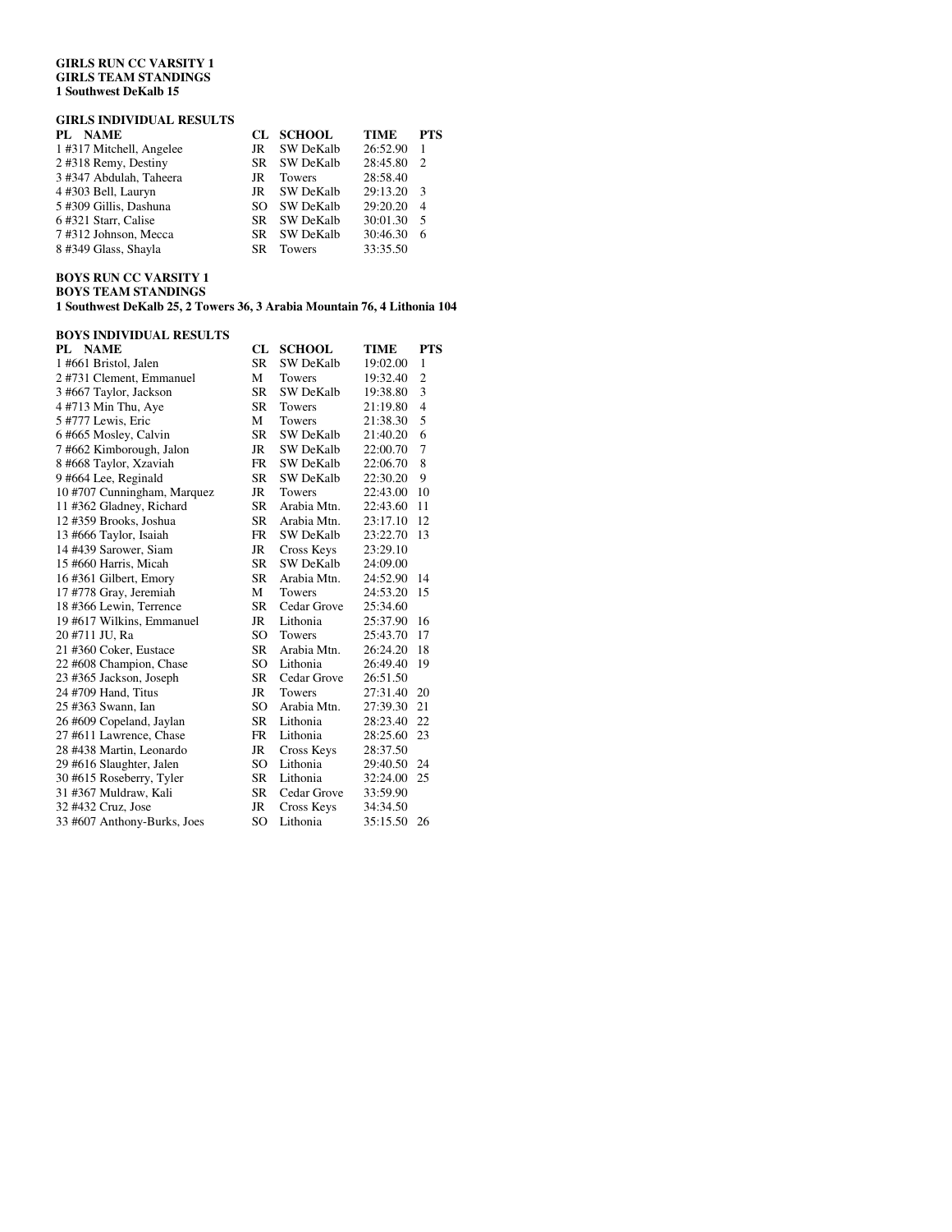**GIRLS RUN CC VARSITY 1**
**GIRLS TEAM STANDINGS**
**1 Southwest DeKalb 15**

**GIRLS INDIVIDUAL RESULTS**

| PL | NAME | CL | SCHOOL | TIME | PTS |
|---|---|---|---|---|---|
| 1 | #317 Mitchell, Angelee | JR | SW DeKalb | 26:52.90 | 1 |
| 2 | #318 Remy, Destiny | SR | SW DeKalb | 28:45.80 | 2 |
| 3 | #347 Abdulah, Taheera | JR | Towers | 28:58.40 | |
| 4 | #303 Bell, Lauryn | JR | SW DeKalb | 29:13.20 | 3 |
| 5 | #309 Gillis, Dashuna | SO | SW DeKalb | 29:20.20 | 4 |
| 6 | #321 Starr, Calise | SR | SW DeKalb | 30:01.30 | 5 |
| 7 | #312 Johnson, Mecca | SR | SW DeKalb | 30:46.30 | 6 |
| 8 | #349 Glass, Shayla | SR | Towers | 33:35.50 | |

**BOYS RUN CC VARSITY 1**
**BOYS TEAM STANDINGS**
**1 Southwest DeKalb 25, 2 Towers 36, 3 Arabia Mountain 76, 4 Lithonia 104**

**BOYS INDIVIDUAL RESULTS**

| PL | NAME | CL | SCHOOL | TIME | PTS |
|---|---|---|---|---|---|
| 1 | #661 Bristol, Jalen | SR | SW DeKalb | 19:02.00 | 1 |
| 2 | #731 Clement, Emmanuel | M | Towers | 19:32.40 | 2 |
| 3 | #667 Taylor, Jackson | SR | SW DeKalb | 19:38.80 | 3 |
| 4 | #713 Min Thu, Aye | SR | Towers | 21:19.80 | 4 |
| 5 | #777 Lewis, Eric | M | Towers | 21:38.30 | 5 |
| 6 | #665 Mosley, Calvin | SR | SW DeKalb | 21:40.20 | 6 |
| 7 | #662 Kimborough, Jalon | JR | SW DeKalb | 22:00.70 | 7 |
| 8 | #668 Taylor, Xzaviah | FR | SW DeKalb | 22:06.70 | 8 |
| 9 | #664 Lee, Reginald | SR | SW DeKalb | 22:30.20 | 9 |
| 10 | #707 Cunningham, Marquez | JR | Towers | 22:43.00 | 10 |
| 11 | #362 Gladney, Richard | SR | Arabia Mtn. | 22:43.60 | 11 |
| 12 | #359 Brooks, Joshua | SR | Arabia Mtn. | 23:17.10 | 12 |
| 13 | #666 Taylor, Isaiah | FR | SW DeKalb | 23:22.70 | 13 |
| 14 | #439 Sarower, Siam | JR | Cross Keys | 23:29.10 | |
| 15 | #660 Harris, Micah | SR | SW DeKalb | 24:09.00 | |
| 16 | #361 Gilbert, Emory | SR | Arabia Mtn. | 24:52.90 | 14 |
| 17 | #778 Gray, Jeremiah | M | Towers | 24:53.20 | 15 |
| 18 | #366 Lewin, Terrence | SR | Cedar Grove | 25:34.60 | |
| 19 | #617 Wilkins, Emmanuel | JR | Lithonia | 25:37.90 | 16 |
| 20 | #711 JU, Ra | SO | Towers | 25:43.70 | 17 |
| 21 | #360 Coker, Eustace | SR | Arabia Mtn. | 26:24.20 | 18 |
| 22 | #608 Champion, Chase | SO | Lithonia | 26:49.40 | 19 |
| 23 | #365 Jackson, Joseph | SR | Cedar Grove | 26:51.50 | |
| 24 | #709 Hand, Titus | JR | Towers | 27:31.40 | 20 |
| 25 | #363 Swann, Ian | SO | Arabia Mtn. | 27:39.30 | 21 |
| 26 | #609 Copeland, Jaylan | SR | Lithonia | 28:23.40 | 22 |
| 27 | #611 Lawrence, Chase | FR | Lithonia | 28:25.60 | 23 |
| 28 | #438 Martin, Leonardo | JR | Cross Keys | 28:37.50 | |
| 29 | #616 Slaughter, Jalen | SO | Lithonia | 29:40.50 | 24 |
| 30 | #615 Roseberry, Tyler | SR | Lithonia | 32:24.00 | 25 |
| 31 | #367 Muldraw, Kali | SR | Cedar Grove | 33:59.90 | |
| 32 | #432 Cruz, Jose | JR | Cross Keys | 34:34.50 | |
| 33 | #607 Anthony-Burks, Joes | SO | Lithonia | 35:15.50 | 26 |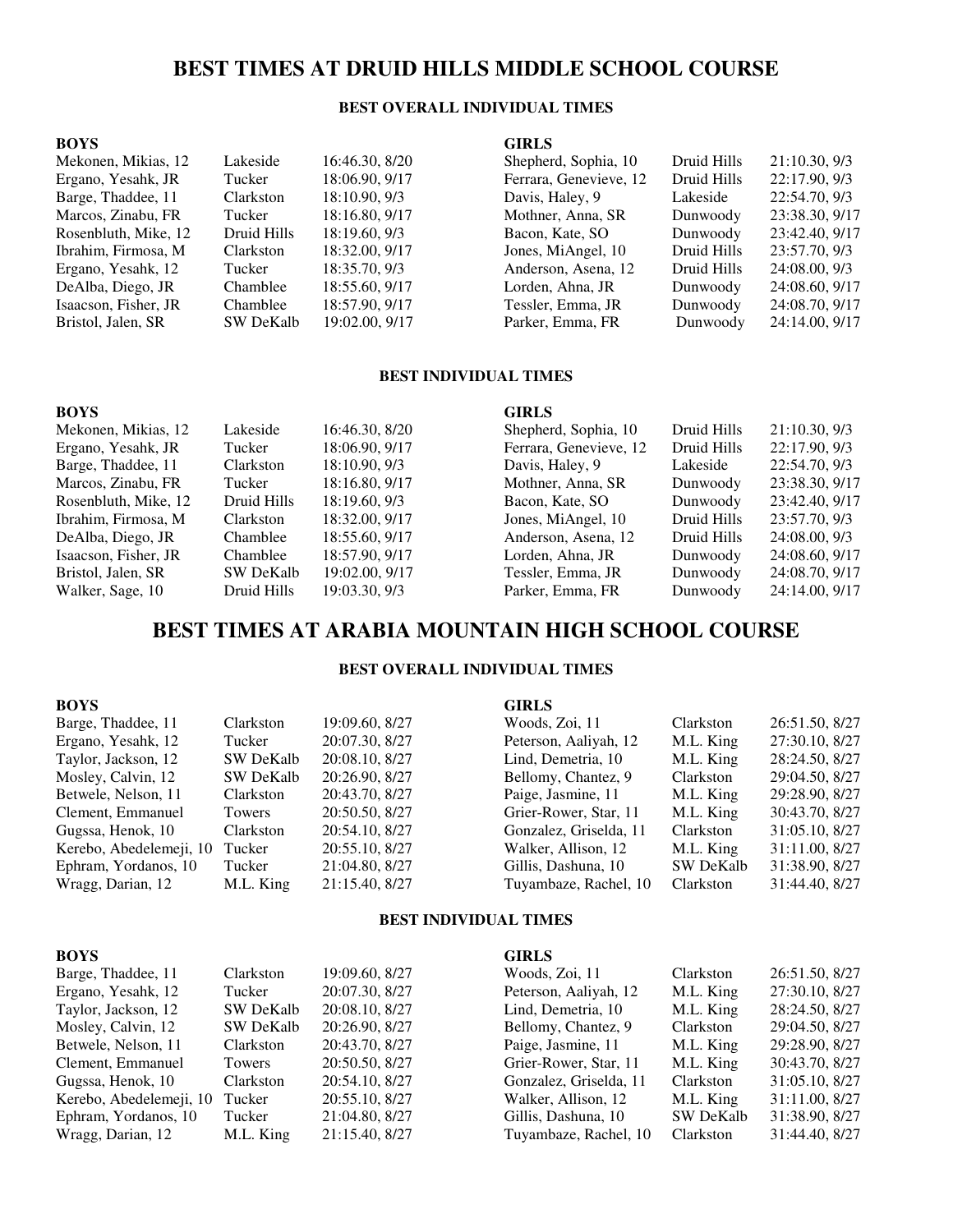# BEST TIMES AT DRUID HILLS MIDDLE SCHOOL COURSE

### BEST OVERALL INDIVIDUAL TIMES

**BOYS**

| Name | School | Time, Date |
|---|---|---|
| Mekonen, Mikias, 12 | Lakeside | 16:46.30, 8/20 |
| Ergano, Yesahk, JR | Tucker | 18:06.90, 9/17 |
| Barge, Thaddee, 11 | Clarkston | 18:10.90, 9/3 |
| Marcos, Zinabu, FR | Tucker | 18:16.80, 9/17 |
| Rosenbluth, Mike, 12 | Druid Hills | 18:19.60, 9/3 |
| Ibrahim, Firmosa, M | Clarkston | 18:32.00, 9/17 |
| Ergano, Yesahk, 12 | Tucker | 18:35.70, 9/3 |
| DeAlba, Diego, JR | Chamblee | 18:55.60, 9/17 |
| Isaacson, Fisher, JR | Chamblee | 18:57.90, 9/17 |
| Bristol, Jalen, SR | SW DeKalb | 19:02.00, 9/17 |

**GIRLS**

| Name | School | Time, Date |
|---|---|---|
| Shepherd, Sophia, 10 | Druid Hills | 21:10.30, 9/3 |
| Ferrara, Genevieve, 12 | Druid Hills | 22:17.90, 9/3 |
| Davis, Haley, 9 | Lakeside | 22:54.70, 9/3 |
| Mothner, Anna, SR | Dunwoody | 23:38.30, 9/17 |
| Bacon, Kate, SO | Dunwoody | 23:42.40, 9/17 |
| Jones, MiAngel, 10 | Druid Hills | 23:57.70, 9/3 |
| Anderson, Asena, 12 | Druid Hills | 24:08.00, 9/3 |
| Lorden, Ahna, JR | Dunwoody | 24:08.60, 9/17 |
| Tessler, Emma, JR | Dunwoody | 24:08.70, 9/17 |
| Parker, Emma, FR | Dunwoody | 24:14.00, 9/17 |

### BEST INDIVIDUAL TIMES

**BOYS**

| Name | School | Time, Date |
|---|---|---|
| Mekonen, Mikias, 12 | Lakeside | 16:46.30, 8/20 |
| Ergano, Yesahk, JR | Tucker | 18:06.90, 9/17 |
| Barge, Thaddee, 11 | Clarkston | 18:10.90, 9/3 |
| Marcos, Zinabu, FR | Tucker | 18:16.80, 9/17 |
| Rosenbluth, Mike, 12 | Druid Hills | 18:19.60, 9/3 |
| Ibrahim, Firmosa, M | Clarkston | 18:32.00, 9/17 |
| DeAlba, Diego, JR | Chamblee | 18:55.60, 9/17 |
| Isaacson, Fisher, JR | Chamblee | 18:57.90, 9/17 |
| Bristol, Jalen, SR | SW DeKalb | 19:02.00, 9/17 |
| Walker, Sage, 10 | Druid Hills | 19:03.30, 9/3 |

**GIRLS**

| Name | School | Time, Date |
|---|---|---|
| Shepherd, Sophia, 10 | Druid Hills | 21:10.30, 9/3 |
| Ferrara, Genevieve, 12 | Druid Hills | 22:17.90, 9/3 |
| Davis, Haley, 9 | Lakeside | 22:54.70, 9/3 |
| Mothner, Anna, SR | Dunwoody | 23:38.30, 9/17 |
| Bacon, Kate, SO | Dunwoody | 23:42.40, 9/17 |
| Jones, MiAngel, 10 | Druid Hills | 23:57.70, 9/3 |
| Anderson, Asena, 12 | Druid Hills | 24:08.00, 9/3 |
| Lorden, Ahna, JR | Dunwoody | 24:08.60, 9/17 |
| Tessler, Emma, JR | Dunwoody | 24:08.70, 9/17 |
| Parker, Emma, FR | Dunwoody | 24:14.00, 9/17 |

# BEST TIMES AT ARABIA MOUNTAIN HIGH SCHOOL COURSE

### BEST OVERALL INDIVIDUAL TIMES

**BOYS**

| Name | School | Time, Date |
|---|---|---|
| Barge, Thaddee, 11 | Clarkston | 19:09.60, 8/27 |
| Ergano, Yesahk, 12 | Tucker | 20:07.30, 8/27 |
| Taylor, Jackson, 12 | SW DeKalb | 20:08.10, 8/27 |
| Mosley, Calvin, 12 | SW DeKalb | 20:26.90, 8/27 |
| Betwele, Nelson, 11 | Clarkston | 20:43.70, 8/27 |
| Clement, Emmanuel | Towers | 20:50.50, 8/27 |
| Gugssa, Henok, 10 | Clarkston | 20:54.10, 8/27 |
| Kerebo, Abedelemeji, 10 | Tucker | 20:55.10, 8/27 |
| Ephram, Yordanos, 10 | Tucker | 21:04.80, 8/27 |
| Wragg, Darian, 12 | M.L. King | 21:15.40, 8/27 |

**GIRLS**

| Name | School | Time, Date |
|---|---|---|
| Woods, Zoi, 11 | Clarkston | 26:51.50, 8/27 |
| Peterson, Aaliyah, 12 | M.L. King | 27:30.10, 8/27 |
| Lind, Demetria, 10 | M.L. King | 28:24.50, 8/27 |
| Bellomy, Chantez, 9 | Clarkston | 29:04.50, 8/27 |
| Paige, Jasmine, 11 | M.L. King | 29:28.90, 8/27 |
| Grier-Rower, Star, 11 | M.L. King | 30:43.70, 8/27 |
| Gonzalez, Griselda, 11 | Clarkston | 31:05.10, 8/27 |
| Walker, Allison, 12 | M.L. King | 31:11.00, 8/27 |
| Gillis, Dashuna, 10 | SW DeKalb | 31:38.90, 8/27 |
| Tuyambaze, Rachel, 10 | Clarkston | 31:44.40, 8/27 |

### BEST INDIVIDUAL TIMES

**BOYS**

| Name | School | Time, Date |
|---|---|---|
| Barge, Thaddee, 11 | Clarkston | 19:09.60, 8/27 |
| Ergano, Yesahk, 12 | Tucker | 20:07.30, 8/27 |
| Taylor, Jackson, 12 | SW DeKalb | 20:08.10, 8/27 |
| Mosley, Calvin, 12 | SW DeKalb | 20:26.90, 8/27 |
| Betwele, Nelson, 11 | Clarkston | 20:43.70, 8/27 |
| Clement, Emmanuel | Towers | 20:50.50, 8/27 |
| Gugssa, Henok, 10 | Clarkston | 20:54.10, 8/27 |
| Kerebo, Abedelemeji, 10 | Tucker | 20:55.10, 8/27 |
| Ephram, Yordanos, 10 | Tucker | 21:04.80, 8/27 |
| Wragg, Darian, 12 | M.L. King | 21:15.40, 8/27 |

**GIRLS**

| Name | School | Time, Date |
|---|---|---|
| Woods, Zoi, 11 | Clarkston | 26:51.50, 8/27 |
| Peterson, Aaliyah, 12 | M.L. King | 27:30.10, 8/27 |
| Lind, Demetria, 10 | M.L. King | 28:24.50, 8/27 |
| Bellomy, Chantez, 9 | Clarkston | 29:04.50, 8/27 |
| Paige, Jasmine, 11 | M.L. King | 29:28.90, 8/27 |
| Grier-Rower, Star, 11 | M.L. King | 30:43.70, 8/27 |
| Gonzalez, Griselda, 11 | Clarkston | 31:05.10, 8/27 |
| Walker, Allison, 12 | M.L. King | 31:11.00, 8/27 |
| Gillis, Dashuna, 10 | SW DeKalb | 31:38.90, 8/27 |
| Tuyambaze, Rachel, 10 | Clarkston | 31:44.40, 8/27 |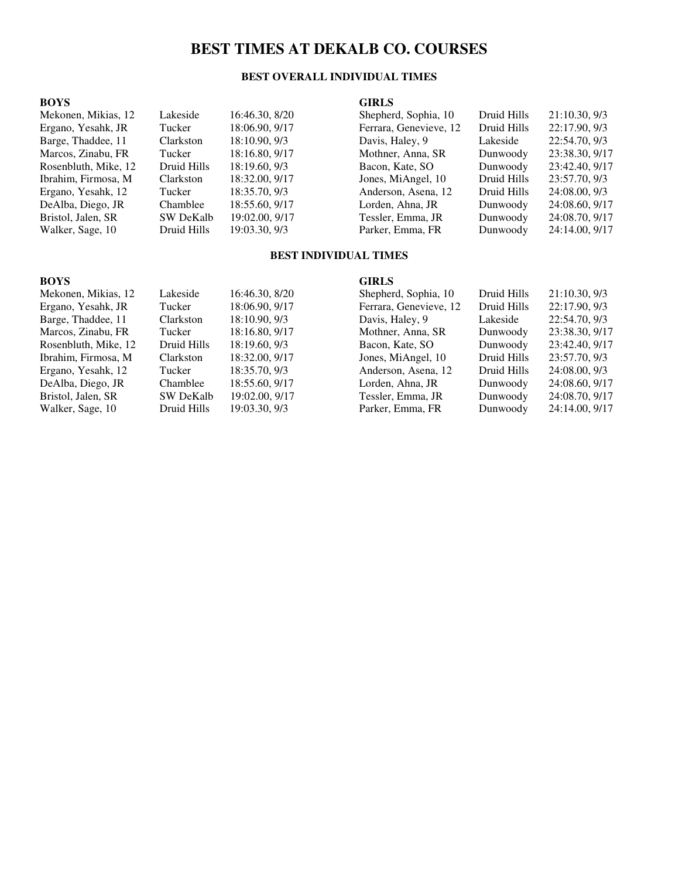# BEST TIMES AT DEKALB CO. COURSES

## BEST OVERALL INDIVIDUAL TIMES

### BOYS

| | | |
|---|---|---|
| Mekonen, Mikias, 12 | Lakeside | 16:46.30, 8/20 |
| Ergano, Yesahk, JR | Tucker | 18:06.90, 9/17 |
| Barge, Thaddee, 11 | Clarkston | 18:10.90, 9/3 |
| Marcos, Zinabu, FR | Tucker | 18:16.80, 9/17 |
| Rosenbluth, Mike, 12 | Druid Hills | 18:19.60, 9/3 |
| Ibrahim, Firmosa, M | Clarkston | 18:32.00, 9/17 |
| Ergano, Yesahk, 12 | Tucker | 18:35.70, 9/3 |
| DeAlba, Diego, JR | Chamblee | 18:55.60, 9/17 |
| Bristol, Jalen, SR | SW DeKalb | 19:02.00, 9/17 |
| Walker, Sage, 10 | Druid Hills | 19:03.30, 9/3 |

### GIRLS

| | | |
|---|---|---|
| Shepherd, Sophia, 10 | Druid Hills | 21:10.30, 9/3 |
| Ferrara, Genevieve, 12 | Druid Hills | 22:17.90, 9/3 |
| Davis, Haley, 9 | Lakeside | 22:54.70, 9/3 |
| Mothner, Anna, SR | Dunwoody | 23:38.30, 9/17 |
| Bacon, Kate, SO | Dunwoody | 23:42.40, 9/17 |
| Jones, MiAngel, 10 | Druid Hills | 23:57.70, 9/3 |
| Anderson, Asena, 12 | Druid Hills | 24:08.00, 9/3 |
| Lorden, Ahna, JR | Dunwoody | 24:08.60, 9/17 |
| Tessler, Emma, JR | Dunwoody | 24:08.70, 9/17 |
| Parker, Emma, FR | Dunwoody | 24:14.00, 9/17 |

## BEST INDIVIDUAL TIMES

### BOYS

| | | |
|---|---|---|
| Mekonen, Mikias, 12 | Lakeside | 16:46.30, 8/20 |
| Ergano, Yesahk, JR | Tucker | 18:06.90, 9/17 |
| Barge, Thaddee, 11 | Clarkston | 18:10.90, 9/3 |
| Marcos, Zinabu, FR | Tucker | 18:16.80, 9/17 |
| Rosenbluth, Mike, 12 | Druid Hills | 18:19.60, 9/3 |
| Ibrahim, Firmosa, M | Clarkston | 18:32.00, 9/17 |
| Ergano, Yesahk, 12 | Tucker | 18:35.70, 9/3 |
| DeAlba, Diego, JR | Chamblee | 18:55.60, 9/17 |
| Bristol, Jalen, SR | SW DeKalb | 19:02.00, 9/17 |
| Walker, Sage, 10 | Druid Hills | 19:03.30, 9/3 |

### GIRLS

| | | |
|---|---|---|
| Shepherd, Sophia, 10 | Druid Hills | 21:10.30, 9/3 |
| Ferrara, Genevieve, 12 | Druid Hills | 22:17.90, 9/3 |
| Davis, Haley, 9 | Lakeside | 22:54.70, 9/3 |
| Mothner, Anna, SR | Dunwoody | 23:38.30, 9/17 |
| Bacon, Kate, SO | Dunwoody | 23:42.40, 9/17 |
| Jones, MiAngel, 10 | Druid Hills | 23:57.70, 9/3 |
| Anderson, Asena, 12 | Druid Hills | 24:08.00, 9/3 |
| Lorden, Ahna, JR | Dunwoody | 24:08.60, 9/17 |
| Tessler, Emma, JR | Dunwoody | 24:08.70, 9/17 |
| Parker, Emma, FR | Dunwoody | 24:14.00, 9/17 |